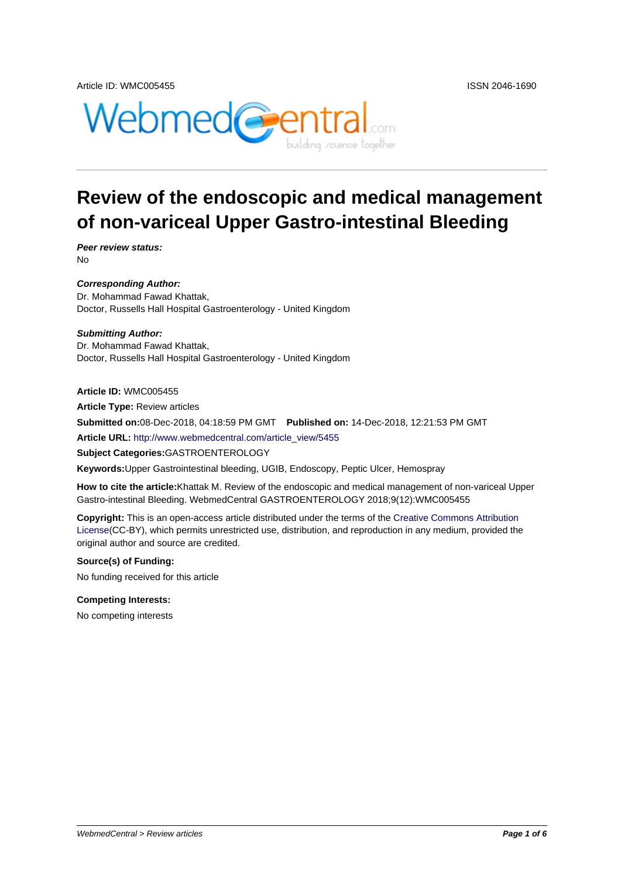Article ID: WMC005455 ISSN 2046-1690

# Review of the endoscopic and medical management of non-variceal Upper Gastro-intestinal Bleeding

***Peer review status:***
No

***Corresponding Author:***
Dr. Mohammad Fawad Khattak,
Doctor, Russells Hall Hospital Gastroenterology - United Kingdom

***Submitting Author:***
Dr. Mohammad Fawad Khattak,
Doctor, Russells Hall Hospital Gastroenterology - United Kingdom

**Article ID:** WMC005455

**Article Type:** Review articles

**Submitted on:**08-Dec-2018, 04:18:59 PM GMT **Published on:** 14-Dec-2018, 12:21:53 PM GMT

**Article URL:** http://www.webmedcentral.com/article_view/5455

**Subject Categories:**GASTROENTEROLOGY

**Keywords:**Upper Gastrointestinal bleeding, UGIB, Endoscopy, Peptic Ulcer, Hemospray

**How to cite the article:**Khattak M. Review of the endoscopic and medical management of non-variceal Upper Gastro-intestinal Bleeding. WebmedCentral GASTROENTEROLOGY 2018;9(12):WMC005455

**Copyright:** This is an open-access article distributed under the terms of the Creative Commons Attribution License(CC-BY), which permits unrestricted use, distribution, and reproduction in any medium, provided the original author and source are credited.

**Source(s) of Funding:**

No funding received for this article

**Competing Interests:**

No competing interests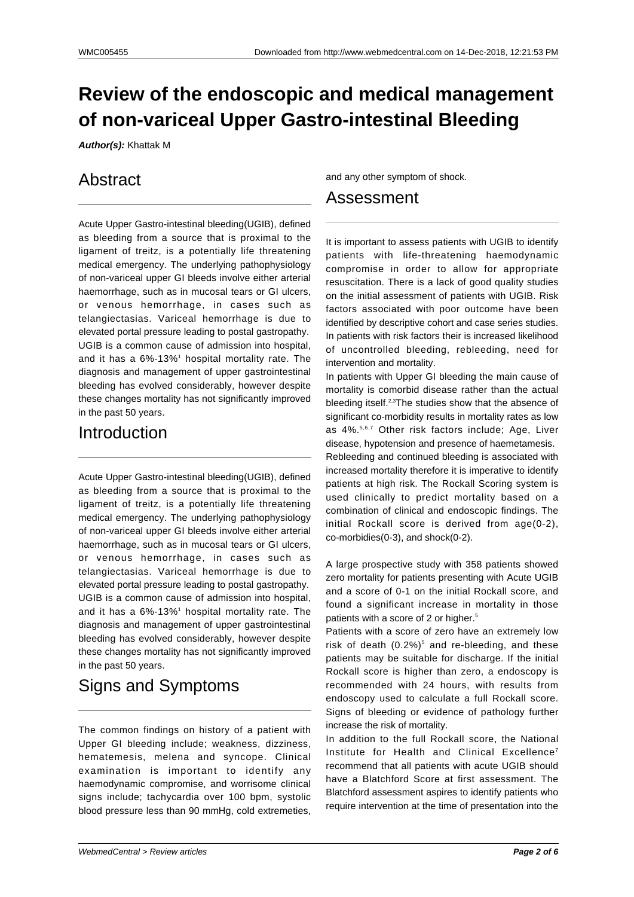# Review of the endoscopic and medical management of non-variceal Upper Gastro-intestinal Bleeding

***Author(s):*** Khattak M

## Abstract

Acute Upper Gastro-intestinal bleeding(UGIB), defined as bleeding from a source that is proximal to the ligament of treitz, is a potentially life threatening medical emergency. The underlying pathophysiology of non-variceal upper GI bleeds involve either arterial haemorrhage, such as in mucosal tears or GI ulcers, or venous hemorrhage, in cases such as telangiectasias. Variceal hemorrhage is due to elevated portal pressure leading to postal gastropathy. UGIB is a common cause of admission into hospital, and it has a 6%-13%[1] hospital mortality rate. The diagnosis and management of upper gastrointestinal bleeding has evolved considerably, however despite these changes mortality has not significantly improved in the past 50 years.

## Introduction

Acute Upper Gastro-intestinal bleeding(UGIB), defined as bleeding from a source that is proximal to the ligament of treitz, is a potentially life threatening medical emergency. The underlying pathophysiology of non-variceal upper GI bleeds involve either arterial haemorrhage, such as in mucosal tears or GI ulcers, or venous hemorrhage, in cases such as telangiectasias. Variceal hemorrhage is due to elevated portal pressure leading to postal gastropathy. UGIB is a common cause of admission into hospital, and it has a 6%-13%[1] hospital mortality rate. The diagnosis and management of upper gastrointestinal bleeding has evolved considerably, however despite these changes mortality has not significantly improved in the past 50 years.

## Signs and Symptoms

The common findings on history of a patient with Upper GI bleeding include; weakness, dizziness, hematemesis, melena and syncope. Clinical examination is important to identify any haemodynamic compromise, and worrisome clinical signs include; tachycardia over 100 bpm, systolic blood pressure less than 90 mmHg, cold extremeties, and any other symptom of shock.

## Assessment

It is important to assess patients with UGIB to identify patients with life-threatening haemodynamic compromise in order to allow for appropriate resuscitation. There is a lack of good quality studies on the initial assessment of patients with UGIB. Risk factors associated with poor outcome have been identified by descriptive cohort and case series studies. In patients with risk factors their is increased likelihood of uncontrolled bleeding, rebleeding, need for intervention and mortality.

In patients with Upper GI bleeding the main cause of mortality is comorbid disease rather than the actual bleeding itself.[2,3]The studies show that the absence of significant co-morbidity results in mortality rates as low as 4%.[5,6,7] Other risk factors include; Age, Liver disease, hypotension and presence of haemetamesis.

Rebleeding and continued bleeding is associated with increased mortality therefore it is imperative to identify patients at high risk. The Rockall Scoring system is used clinically to predict mortality based on a combination of clinical and endoscopic findings. The initial Rockall score is derived from age(0-2), co-morbidies(0-3), and shock(0-2).

A large prospective study with 358 patients showed zero mortality for patients presenting with Acute UGIB and a score of 0-1 on the initial Rockall score, and found a significant increase in mortality in those patients with a score of 2 or higher.[5]

Patients with a score of zero have an extremely low risk of death (0.2%)[5] and re-bleeding, and these patients may be suitable for discharge. If the initial Rockall score is higher than zero, a endoscopy is recommended with 24 hours, with results from endoscopy used to calculate a full Rockall score. Signs of bleeding or evidence of pathology further increase the risk of mortality.

In addition to the full Rockall score, the National Institute for Health and Clinical Excellence[7] recommend that all patients with acute UGIB should have a Blatchford Score at first assessment. The Blatchford assessment aspires to identify patients who require intervention at the time of presentation into the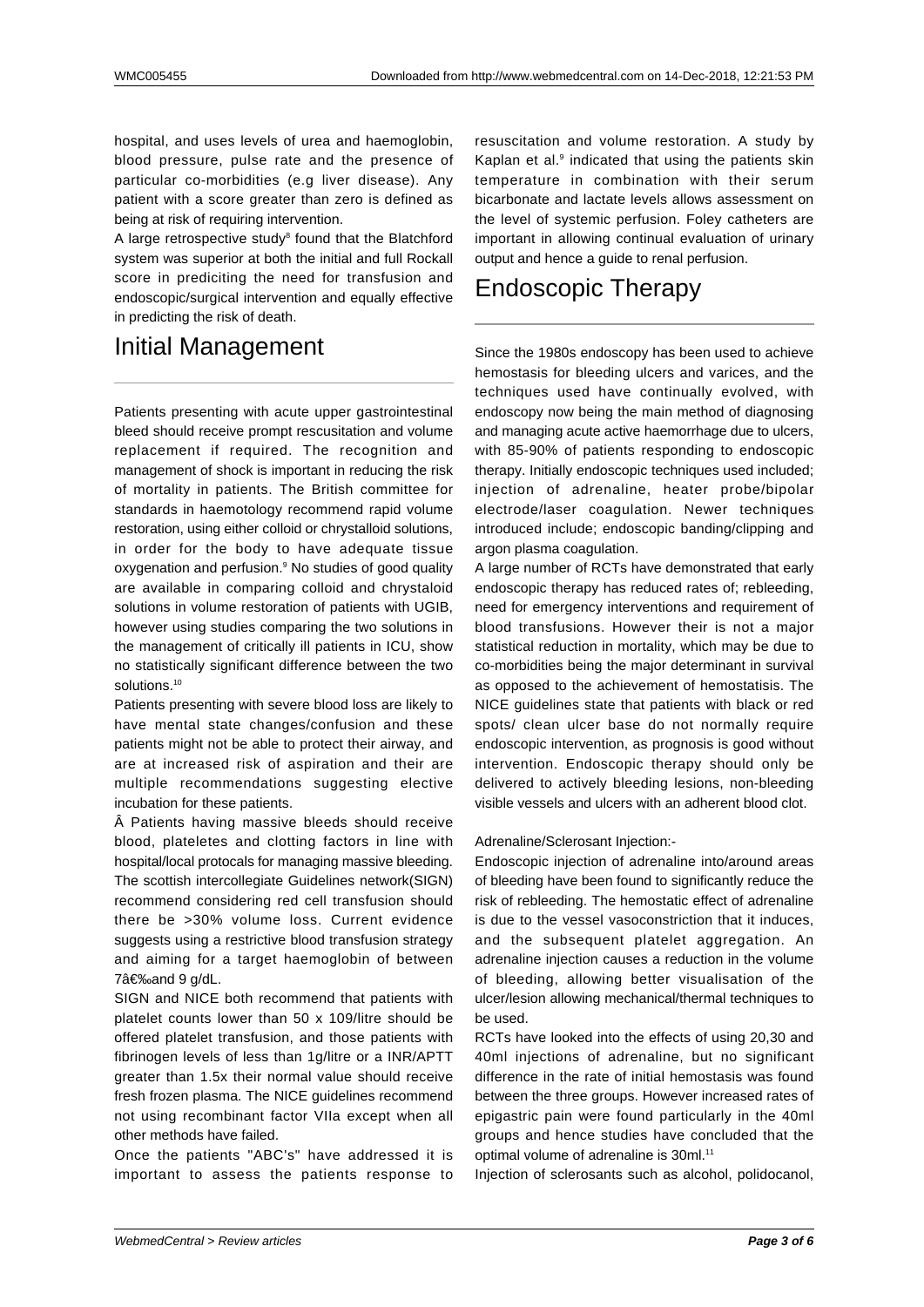hospital, and uses levels of urea and haemoglobin, blood pressure, pulse rate and the presence of particular co-morbidities (e.g liver disease). Any patient with a score greater than zero is defined as being at risk of requiring intervention.

A large retrospective study[8] found that the Blatchford system was superior at both the initial and full Rockall score in prediciting the need for transfusion and endoscopic/surgical intervention and equally effective in predicting the risk of death.

# Initial Management

Patients presenting with acute upper gastrointestinal bleed should receive prompt rescusitation and volume replacement if required. The recognition and management of shock is important in reducing the risk of mortality in patients. The British committee for standards in haemotology recommend rapid volume restoration, using either colloid or chrystalloid solutions, in order for the body to have adequate tissue oxygenation and perfusion.[9] No studies of good quality are available in comparing colloid and chrystaloid solutions in volume restoration of patients with UGIB, however using studies comparing the two solutions in the management of critically ill patients in ICU, show no statistically significant difference between the two solutions.[10]

Patients presenting with severe blood loss are likely to have mental state changes/confusion and these patients might not be able to protect their airway, and are at increased risk of aspiration and their are multiple recommendations suggesting elective incubation for these patients.

Â Patients having massive bleeds should receive blood, plateletes and clotting factors in line with hospital/local protocols for managing massive bleeding. The scottish intercollegiate Guidelines network(SIGN) recommend considering red cell transfusion should there be >30% volume loss. Current evidence suggests using a restrictive blood transfusion strategy and aiming for a target haemoglobin of between 7â€‰and 9 g/dL.

SIGN and NICE both recommend that patients with platelet counts lower than 50 x 109/litre should be offered platelet transfusion, and those patients with fibrinogen levels of less than 1g/litre or a INR/APTT greater than 1.5x their normal value should receive fresh frozen plasma. The NICE guidelines recommend not using recombinant factor VIIa except when all other methods have failed.

Once the patients "ABC's" have addressed it is important to assess the patients response to resuscitation and volume restoration. A study by Kaplan et al.[9] indicated that using the patients skin temperature in combination with their serum bicarbonate and lactate levels allows assessment on the level of systemic perfusion. Foley catheters are important in allowing continual evaluation of urinary output and hence a guide to renal perfusion.

# Endoscopic Therapy

Since the 1980s endoscopy has been used to achieve hemostasis for bleeding ulcers and varices, and the techniques used have continually evolved, with endoscopy now being the main method of diagnosing and managing acute active haemorrhage due to ulcers, with 85-90% of patients responding to endoscopic therapy. Initially endoscopic techniques used included; injection of adrenaline, heater probe/bipolar electrode/laser coagulation. Newer techniques introduced include; endoscopic banding/clipping and argon plasma coagulation.

A large number of RCTs have demonstrated that early endoscopic therapy has reduced rates of; rebleeding, need for emergency interventions and requirement of blood transfusions. However their is not a major statistical reduction in mortality, which may be due to co-morbidities being the major determinant in survival as opposed to the achievement of hemostatisis. The NICE guidelines state that patients with black or red spots/ clean ulcer base do not normally require endoscopic intervention, as prognosis is good without intervention. Endoscopic therapy should only be delivered to actively bleeding lesions, non-bleeding visible vessels and ulcers with an adherent blood clot.

Adrenaline/Sclerosant Injection:-

Endoscopic injection of adrenaline into/around areas of bleeding have been found to significantly reduce the risk of rebleeding. The hemostatic effect of adrenaline is due to the vessel vasoconstriction that it induces, and the subsequent platelet aggregation. An adrenaline injection causes a reduction in the volume of bleeding, allowing better visualisation of the ulcer/lesion allowing mechanical/thermal techniques to be used.

RCTs have looked into the effects of using 20,30 and 40ml injections of adrenaline, but no significant difference in the rate of initial hemostasis was found between the three groups. However increased rates of epigastric pain were found particularly in the 40ml groups and hence studies have concluded that the optimal volume of adrenaline is 30ml.[11]

Injection of sclerosants such as alcohol, polidocanol,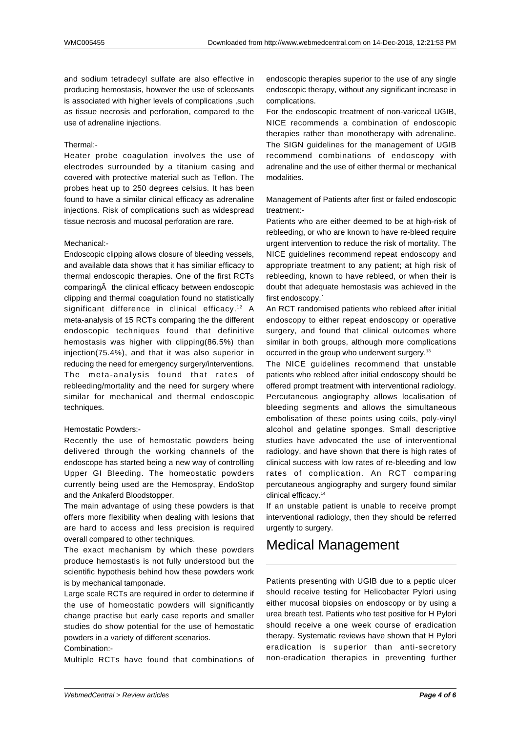and sodium tetradecyl sulfate are also effective in producing hemostasis, however the use of scleosants is associated with higher levels of complications ,such as tissue necrosis and perforation, compared to the use of adrenaline injections.

Thermal:-

Heater probe coagulation involves the use of electrodes surrounded by a titanium casing and covered with protective material such as Teflon. The probes heat up to 250 degrees celsius. It has been found to have a similar clinical efficacy as adrenaline injections. Risk of complications such as widespread tissue necrosis and mucosal perforation are rare.

Mechanical:-

Endoscopic clipping allows closure of bleeding vessels, and available data shows that it has similiar efficacy to thermal endoscopic therapies. One of the first RCTs comparingÂ  the clinical efficacy between endoscopic clipping and thermal coagulation found no statistically significant difference in clinical efficacy.[12] A meta-analysis of 15 RCTs comparing the the different endoscopic techniques found that definitive hemostasis was higher with clipping(86.5%) than injection(75.4%), and that it was also superior in reducing the need for emergency surgery/interventions. The meta-analysis found that rates of rebleeding/mortality and the need for surgery where similar for mechanical and thermal endoscopic techniques.

Hemostatic Powders:-

Recently the use of hemostatic powders being delivered through the working channels of the endoscope has started being a new way of controlling Upper GI Bleeding. The homeostatic powders currently being used are the Hemospray, EndoStop and the Ankaferd Bloodstopper.

The main advantage of using these powders is that offers more flexibility when dealing with lesions that are hard to access and less precision is required overall compared to other techniques.

The exact mechanism by which these powders produce hemostastis is not fully understood but the scientific hypothesis behind how these powders work is by mechanical tamponade.

Large scale RCTs are required in order to determine if the use of homeostatic powders will significantly change practise but early case reports and smaller studies do show potential for the use of hemostatic powders in a variety of different scenarios.

Combination:-

Multiple RCTs have found that combinations of endoscopic therapies superior to the use of any single endoscopic therapy, without any significant increase in complications.

For the endoscopic treatment of non-variceal UGIB, NICE recommends a combination of endoscopic therapies rather than monotherapy with adrenaline. The SIGN guidelines for the management of UGIB recommend combinations of endoscopy with adrenaline and the use of either thermal or mechanical modalities.

Management of Patients after first or failed endoscopic treatment:-

Patients who are either deemed to be at high-risk of rebleeding, or who are known to have re-bleed require urgent intervention to reduce the risk of mortality. The NICE guidelines recommend repeat endoscopy and appropriate treatment to any patient; at high risk of rebleeding, known to have rebleed, or when their is doubt that adequate hemostasis was achieved in the first endoscopy.`

An RCT randomised patients who rebleed after initial endoscopy to either repeat endoscopy or operative surgery, and found that clinical outcomes where similar in both groups, although more complications occurred in the group who underwent surgery.[13]

The NICE guidelines recommend that unstable patients who rebleed after initial endoscopy should be offered prompt treatment with interventional radiology. Percutaneous angiography allows localisation of bleeding segments and allows the simultaneous embolisation of these points using coils, poly-vinyl alcohol and gelatine sponges. Small descriptive studies have advocated the use of interventional radiology, and have shown that there is high rates of clinical success with low rates of re-bleeding and low rates of complication. An RCT comparing percutaneous angiography and surgery found similar clinical efficacy.[14]

If an unstable patient is unable to receive prompt interventional radiology, then they should be referred urgently to surgery.

# Medical Management

Patients presenting with UGIB due to a peptic ulcer should receive testing for Helicobacter Pylori using either mucosal biopsies on endoscopy or by using a urea breath test. Patients who test positive for H Pylori should receive a one week course of eradication therapy. Systematic reviews have shown that H Pylori eradication is superior than anti-secretory non-eradication therapies in preventing further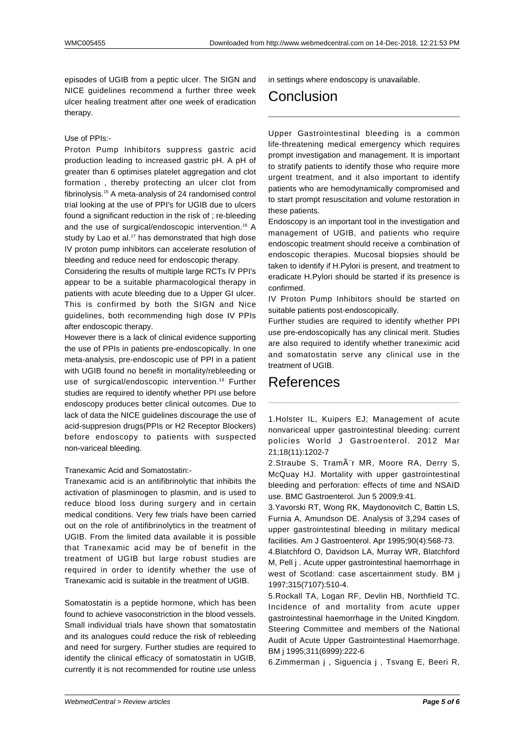episodes of UGIB from a peptic ulcer. The SIGN and NICE guidelines recommend a further three week ulcer healing treatment after one week of eradication therapy.

Use of PPIs:-

Proton Pump Inhibitors suppress gastric acid production leading to increased gastric pH. A pH of greater than 6 optimises platelet aggregation and clot formation , thereby protecting an ulcer clot from fibrinolysis.[15] A meta-analysis of 24 randomised control trial looking at the use of PPI's for UGIB due to ulcers found a significant reduction in the risk of ; re-bleeding and the use of surgical/endoscopic intervention.[16] A study by Lao et al.[17] has demonstrated that high dose IV proton pump inhibitors can accelerate resolution of bleeding and reduce need for endoscopic therapy.

Considering the results of multiple large RCTs IV PPI's appear to be a suitable pharmacological therapy in patients with acute bleeding due to a Upper GI ulcer. This is confirmed by both the SIGN and Nice guidelines, both recommending high dose IV PPIs after endoscopic therapy.

However there is a lack of clinical evidence supporting the use of PPIs in patients pre-endoscopically. In one meta-analysis, pre-endoscopic use of PPI in a patient with UGIB found no benefit in mortality/rebleeding or use of surgical/endoscopic intervention.[18] Further studies are required to identify whether PPI use before endoscopy produces better clinical outcomes. Due to lack of data the NICE guidelines discourage the use of acid-suppresion drugs(PPIs or H2 Receptor Blockers) before endoscopy to patients with suspected non-variceal bleeding.

Tranexamic Acid and Somatostatin:-

Tranexamic acid is an antifibrinolytic that inhibits the activation of plasminogen to plasmin, and is used to reduce blood loss during surgery and in certain medical conditions. Very few trials have been carried out on the role of antifibrinolytics in the treatment of UGIB. From the limited data available it is possible that Tranexamic acid may be of benefit in the treatment of UGIB but large robust studies are required in order to identify whether the use of Tranexamic acid is suitable in the treatment of UGIB.

Somatostatin is a peptide hormone, which has been found to achieve vasoconstriction in the blood vessels. Small individual trials have shown that somatostatin and its analogues could reduce the risk of rebleeding and need for surgery. Further studies are required to identify the clinical efficacy of somatostatin in UGIB, currently it is not recommended for routine use unless in settings where endoscopy is unavailable.

# Conclusion

Upper Gastrointestinal bleeding is a common life-threatening medical emergency which requires prompt investigation and management. It is important to stratify patients to identify those who require more urgent treatment, and it also important to identify patients who are hemodynamically compromised and to start prompt resuscitation and volume restoration in these patients.

Endoscopy is an important tool in the investigation and management of UGIB, and patients who require endoscopic treatment should receive a combination of endoscopic therapies. Mucosal biopsies should be taken to identify if H.Pylori is present, and treatment to eradicate H.Pylori should be started if its presence is confirmed.

IV Proton Pump Inhibitors should be started on suitable patients post-endoscopically.

Further studies are required to identify whether PPI use pre-endoscopically has any clinical merit. Studies are also required to identify whether traneximic acid and somatostatin serve any clinical use in the treatment of UGIB.

# References

1.Holster IL, Kuipers EJ; Management of acute nonvariceal upper gastrointestinal bleeding: current policies World J Gastroenterol. 2012 Mar 21;18(11):1202-7

2.Straube S, TramÃ¨r MR, Moore RA, Derry S, McQuay HJ. Mortality with upper gastrointestinal bleeding and perforation: effects of time and NSAID use. BMC Gastroenterol. Jun 5 2009;9:41.

3.Yavorski RT, Wong RK, Maydonovitch C, Battin LS, Furnia A, Amundson DE. Analysis of 3,294 cases of upper gastrointestinal bleeding in military medical facilities. Am J Gastroenterol. Apr 1995;90(4):568-73.

4.Blatchford O, Davidson LA, Murray WR, Blatchford M, Pell j . Acute upper gastrointestinal haemorrhage in west of Scotland: case ascertainment study. BM j 1997;315(7107):510-4.

5.Rockall TA, Logan RF, Devlin HB, Northfield TC. Incidence of and mortality from acute upper gastrointestinal haemorrhage in the United Kingdom. Steering Committee and members of the National Audit of Acute Upper Gastrointestinal Haemorrhage. BM j 1995;311(6999):222-6

6.Zimmerman j , Siguencia j , Tsvang E, Beeri R,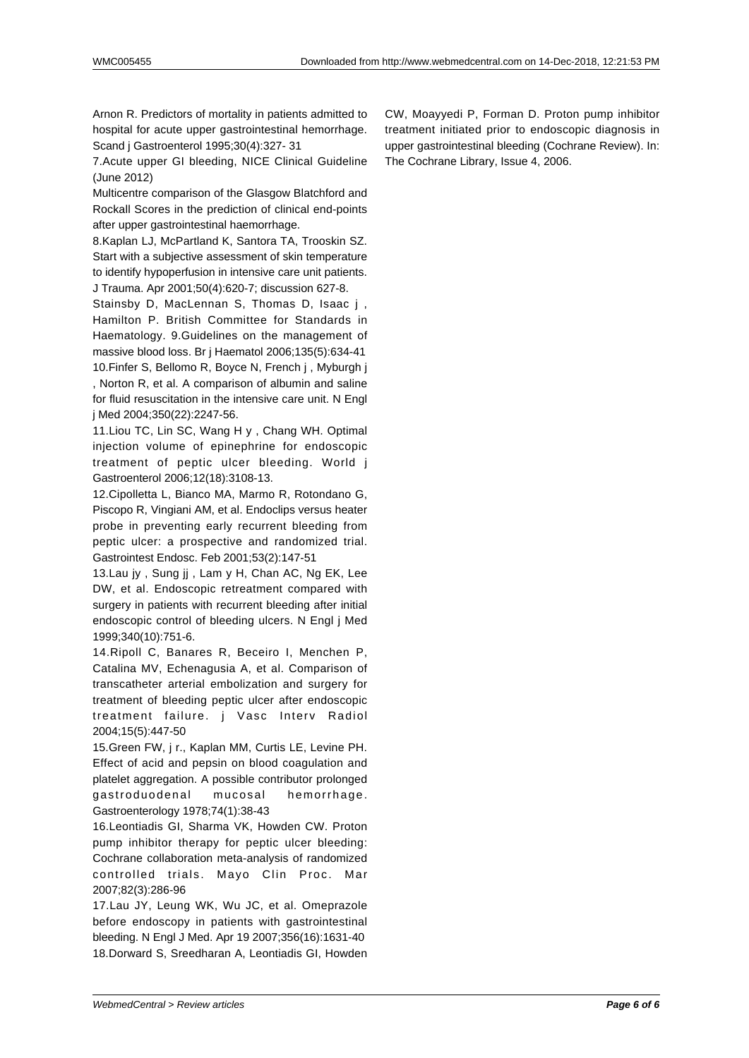Arnon R. Predictors of mortality in patients admitted to hospital for acute upper gastrointestinal hemorrhage. Scand j Gastroenterol 1995;30(4):327- 31

7.Acute upper GI bleeding, NICE Clinical Guideline (June 2012)

Multicentre comparison of the Glasgow Blatchford and Rockall Scores in the prediction of clinical end-points after upper gastrointestinal haemorrhage.

8.Kaplan LJ, McPartland K, Santora TA, Trooskin SZ. Start with a subjective assessment of skin temperature to identify hypoperfusion in intensive care unit patients. J Trauma. Apr 2001;50(4):620-7; discussion 627-8.

Stainsby D, MacLennan S, Thomas D, Isaac j , Hamilton P. British Committee for Standards in Haematology. 9.Guidelines on the management of massive blood loss. Br j Haematol 2006;135(5):634-41

10.Finfer S, Bellomo R, Boyce N, French j , Myburgh j , Norton R, et al. A comparison of albumin and saline for fluid resuscitation in the intensive care unit. N Engl j Med 2004;350(22):2247-56.

11.Liou TC, Lin SC, Wang H y , Chang WH. Optimal injection volume of epinephrine for endoscopic treatment of peptic ulcer bleeding. World j Gastroenterol 2006;12(18):3108-13.

12.Cipolletta L, Bianco MA, Marmo R, Rotondano G, Piscopo R, Vingiani AM, et al. Endoclips versus heater probe in preventing early recurrent bleeding from peptic ulcer: a prospective and randomized trial. Gastrointest Endosc. Feb 2001;53(2):147-51

13.Lau jy , Sung jj , Lam y H, Chan AC, Ng EK, Lee DW, et al. Endoscopic retreatment compared with surgery in patients with recurrent bleeding after initial endoscopic control of bleeding ulcers. N Engl j Med 1999;340(10):751-6.

14.Ripoll C, Banares R, Beceiro I, Menchen P, Catalina MV, Echenagusia A, et al. Comparison of transcatheter arterial embolization and surgery for treatment of bleeding peptic ulcer after endoscopic treatment failure. j Vasc Interv Radiol 2004;15(5):447-50

15.Green FW, j r., Kaplan MM, Curtis LE, Levine PH. Effect of acid and pepsin on blood coagulation and platelet aggregation. A possible contributor prolonged gastroduodenal mucosal hemorrhage. Gastroenterology 1978;74(1):38-43

16.Leontiadis GI, Sharma VK, Howden CW. Proton pump inhibitor therapy for peptic ulcer bleeding: Cochrane collaboration meta-analysis of randomized controlled trials. Mayo Clin Proc. Mar 2007;82(3):286-96

17.Lau JY, Leung WK, Wu JC, et al. Omeprazole before endoscopy in patients with gastrointestinal bleeding. N Engl J Med. Apr 19 2007;356(16):1631-40

18.Dorward S, Sreedharan A, Leontiadis GI, Howden CW, Moayyedi P, Forman D. Proton pump inhibitor treatment initiated prior to endoscopic diagnosis in upper gastrointestinal bleeding (Cochrane Review). In: The Cochrane Library, Issue 4, 2006.